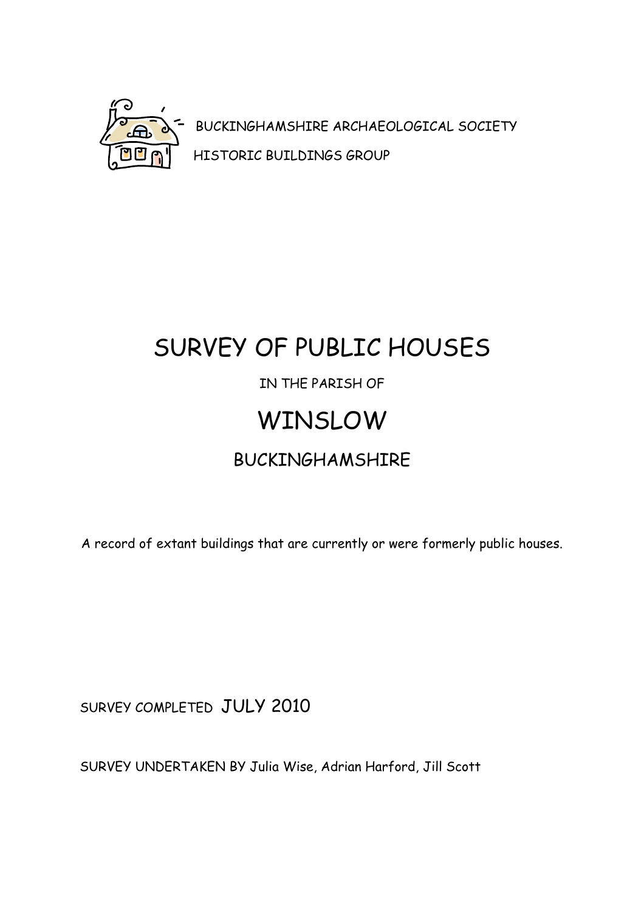BUCKINGHAMSHIRE ARCHAEOLOGICAL SOCIETY

HISTORIC BUILDINGS GROUP

# SURVEY OF PUBLIC HOUSES

IN THE PARISH OF

# WINSLOW

## BUCKINGHAMSHIRE

A record of extant buildings that are currently or were formerly public houses.

SURVEY COMPLETED JULY 2010

SURVEY UNDERTAKEN BY Julia Wise, Adrian Harford, Jill Scott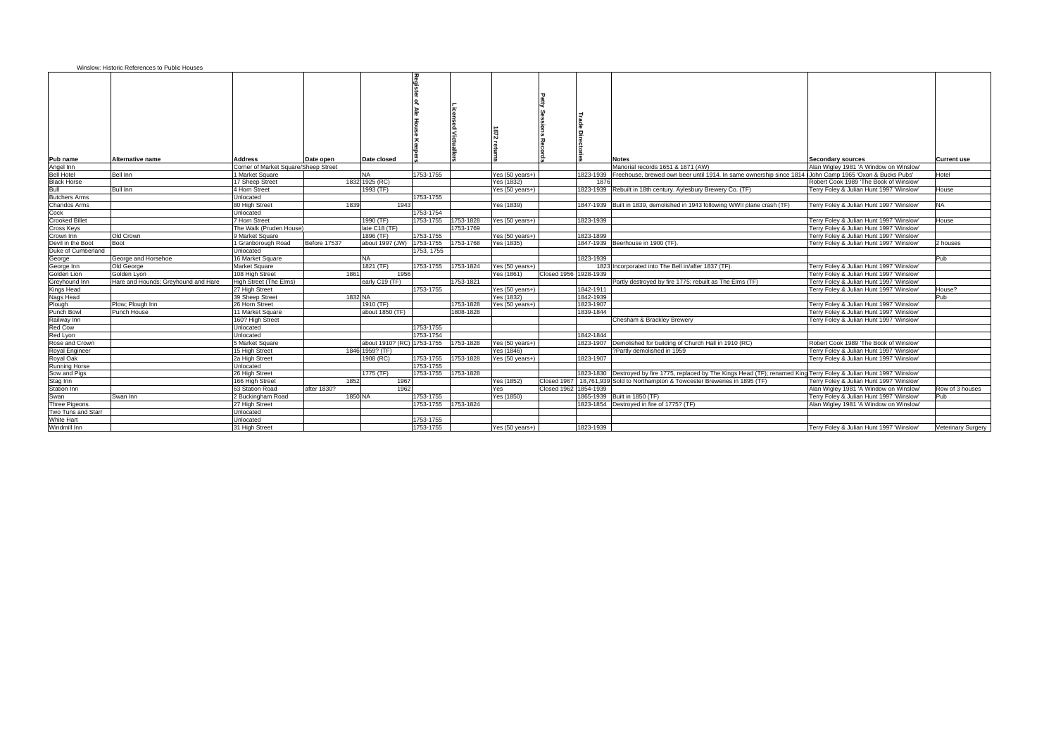Winslow: Historic References to Public Houses

| Pub name | Alternative name | Address | Date open | Date closed | Register of Ale House Keepers | Licensed Victuallers | 1872 returns | Petty Sessions Records | Trade Directories | Notes | Secondary sources | Current use |
|---|---|---|---|---|---|---|---|---|---|---|---|---|
| Angel Inn | | Corner of Market Square/Sheep Street | | | | | | | | Manorial records 1651 & 1671 (AW) | Alan Wigley 1981 'A Window on Winslow' | |
| Bell Hotel | Bell Inn | 1 Market Square | | NA | 1753-1755 | | Yes (50 years+) | | 1823-1939 | Freehouse, brewed own beer until 1914. In same ownership since 1814 ( | John Camp 1965 'Oxon & Bucks Pubs' | Hotel |
| Black Horse | | 17 Sheep Street | | 1832 | 1925 (RC) | | Yes (1832) | | 1876 | | Robert Cook 1989 'The Book of Winslow' | |
| Bull | Bull Inn | 4 Horn Street | | 1993 (TF) | | | Yes (50 years+) | | 1823-1939 | Rebuilt in 18th century. Aylesbury Brewery Co. (TF) | Terry Foley & Julian Hunt 1997 'Winslow' | House |
| Butchers Arms | | Unlocated | | | 1753-1755 | | | | | | | |
| Chandos Arms | | 80 High Street | 1839 | 1943 | | | Yes (1839) | | 1847-1939 | Built in 1839, demolished in 1943 following WWII plane crash (TF) | Terry Foley & Julian Hunt 1997 'Winslow' | NA |
| Cock | | Unlocated | | | 1753-1754 | | | | | | | |
| Crooked Billet | | 7 Horn Street | | 1990 (TF) | 1753-1755 | 1753-1828 | Yes (50 years+) | | 1823-1939 | | Terry Foley & Julian Hunt 1997 'Winslow' | House |
| Cross Keys | | The Walk (Pruden House) | | late C18 (TF) | | 1753-1769 | | | | | Terry Foley & Julian Hunt 1997 'Winslow' | |
| Crown Inn | Old Crown | 9 Market Square | | 1896 (TF) | 1753-1755 | | Yes (50 years+) | | 1823-1899 | | Terry Foley & Julian Hunt 1997 'Winslow' | |
| Devil in the Boot | Boot | 1 Granborough Road | Before 1753? | about 1997 (JW) | 1753-1755 | 1753-1768 | Yes (1835) | | 1847-1939 | Beerhouse in 1900 (TF). | Terry Foley & Julian Hunt 1997 'Winslow' | 2 houses |
| Duke of Cumberland | | Unlocated | | | 1753, 1755 | | | | | | | |
| George | George and Horsehoe | 16 Market Square | | NA | | | | | 1823-1939 | | | Pub |
| George Inn | Old George | Market Square | | 1821 (TF) | 1753-1755 | 1753-1824 | Yes (50 years+) | | 1823 | Incorporated into The Bell in/after 1837 (TF). | Terry Foley & Julian Hunt 1997 'Winslow' | |
| Golden Lion | Golden Lyon | 108 High Street | 1861 | 1956 | | | Yes (1861) | Closed 1956 | 1928-1939 | | Terry Foley & Julian Hunt 1997 'Winslow' | |
| Greyhound Inn | Hare and Hounds; Greyhound and Hare | High Street (The Elms) | | early C19 (TF) | | 1753-1821 | | | | Partly destroyed by fire 1775; rebuilt as The Elms (TF) | Terry Foley & Julian Hunt 1997 'Winslow' | |
| Kings Head | | 27 High Street | | | 1753-1755 | | Yes (50 years+) | | 1842-1911 | | Terry Foley & Julian Hunt 1997 'Winslow' | House? |
| Nags Head | | 39 Sheep Street | 1832 | NA | | | Yes (1832) | | 1842-1939 | | | Pub |
| Plough | Plow; Plough Inn | 26 Horn Street | | 1910 (TF) | | 1753-1828 | Yes (50 years+) | | 1823-1907 | | Terry Foley & Julian Hunt 1997 'Winslow' | |
| Punch Bowl | Punch House | 11 Market Square | | about 1850 (TF) | | 1808-1828 | | | 1839-1844 | | Terry Foley & Julian Hunt 1997 'Winslow' | |
| Railway Inn | | 160? High Street | | | | | | | | Chesham & Brackley Brewery | Terry Foley & Julian Hunt 1997 'Winslow' | |
| Red Cow | | Unlocated | | | 1753-1755 | | | | | | | |
| Red Lyon | | Unlocated | | | 1753-1754 | | | | 1842-1844 | | | |
| Rose and Crown | | 5 Market Square | | about 1910? (RC) | 1753-1755 | 1753-1828 | Yes (50 years+) | | 1823-1907 | Demolished for building of Church Hall in 1910 (RC) | Robert Cook 1989 'The Book of Winslow' | |
| Royal Engineer | | 15 High Street | 1846 | 1959? (TF) | | | Yes (1846) | | | ?Partly demolished in 1959 | Terry Foley & Julian Hunt 1997 'Winslow' | |
| Royal Oak | | 2a High Street | | 1908 (RC) | 1753-1755 | 1753-1828 | Yes (50 years+) | | 1823-1907 | | Terry Foley & Julian Hunt 1997 'Winslow' | |
| Running Horse | | Unlocated | | | 1753-1755 | | | | | | | |
| Sow and Pigs | | 26 High Street | | 1775 (TF) | 1753-1755 | 1753-1828 | | | 1823-1830 | Destroyed by fire 1775, replaced by The Kings Head (TF); renamed King | Terry Foley & Julian Hunt 1997 'Winslow' | |
| Stag Inn | | 166 High Street | 1852 | 1967 | | | Yes (1852) | Closed 1967 | 18,761,939 | Sold to Northampton & Towcester Breweries in 1895 (TF) | Terry Foley & Julian Hunt 1997 'Winslow' | |
| Station Inn | | 63 Station Road | after 1830? | 1962 | | | Yes | Closed 1962 | 1854-1939 | | Alan Wigley 1981 'A Window on Winslow' | Row of 3 houses |
| Swan | Swan Inn | 2 Buckingham Road | 1850 | NA | 1753-1755 | | Yes (1850) | | 1865-1939 | Built in 1850 (TF) | Terry Foley & Julian Hunt 1997 'Winslow' | Pub |
| Three Pigeons | | 27 High Street | | | 1753-1755 | 1753-1824 | | | 1823-1854 | Destroyed in fire of 1775? (TF) | Alan Wigley 1981 'A Window on Winslow' | |
| Two Tuns and Starr | | Unlocated | | | | | | | | | | |
| White Hart | | Unlocated | | | 1753-1755 | | | | | | | |
| Windmill Inn | | 31 High Street | | | 1753-1755 | | Yes (50 years+) | | 1823-1939 | | Terry Foley & Julian Hunt 1997 'Winslow' | Veterinary Surgery |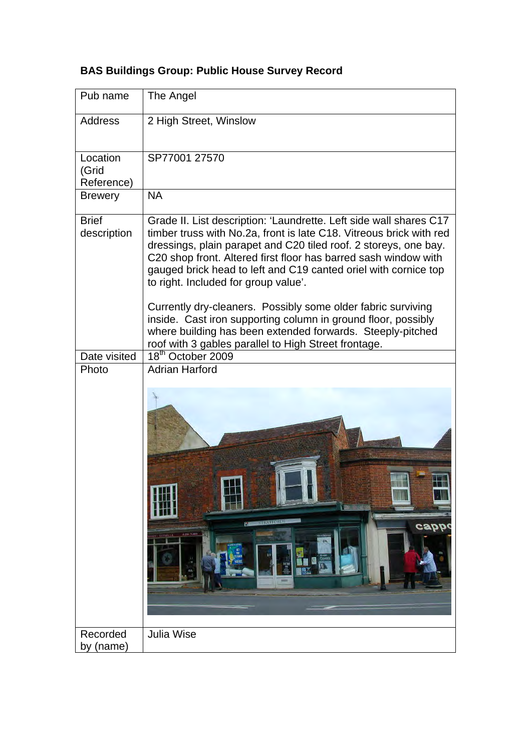**BAS Buildings Group: Public House Survey Record**

| Pub name | The Angel |
|---|---|
| Address | 2 High Street, Winslow |
| Location (Grid Reference) | SP77001 27570 |
| Brewery | NA |
| Brief description | Grade II. List description: 'Laundrette. Left side wall shares C17 timber truss with No.2a, front is late C18. Vitreous brick with red dressings, plain parapet and C20 tiled roof. 2 storeys, one bay. C20 shop front. Altered first floor has barred sash window with gauged brick head to left and C19 canted oriel with cornice top to right. Included for group value'.<br><br>Currently dry-cleaners. Possibly some older fabric surviving inside. Cast iron supporting column in ground floor, possibly where building has been extended forwards. Steeply-pitched roof with 3 gables parallel to High Street frontage. |
| Date visited | 18th October 2009 |
| Photo | Adrian Harford |
| Recorded by (name) | Julia Wise |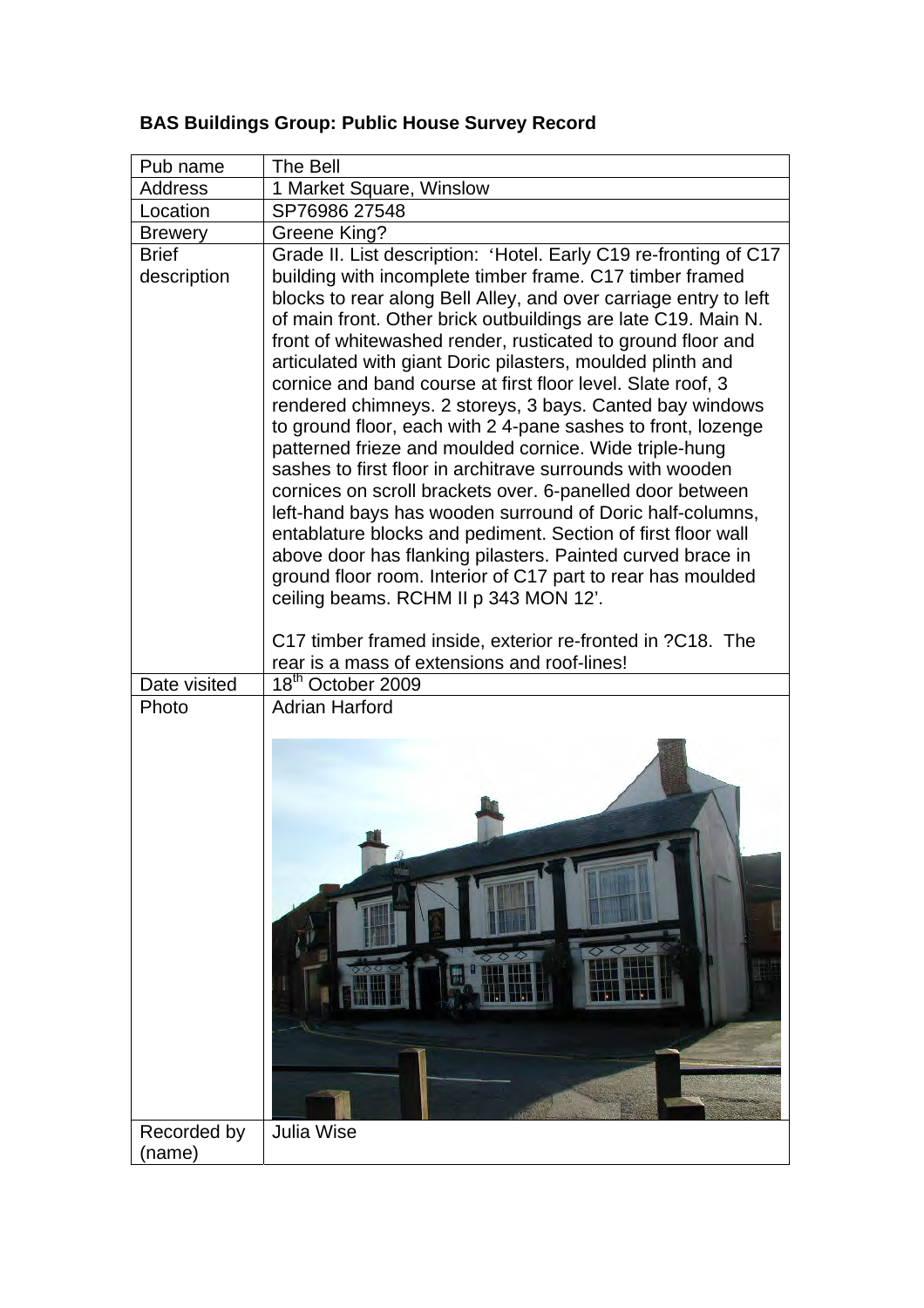**BAS Buildings Group: Public House Survey Record**

| Pub name | The Bell |
|---|---|
| Address | 1 Market Square, Winslow |
| Location | SP76986 27548 |
| Brewery | Greene King? |
| Brief description | Grade II. List description: 'Hotel. Early C19 re-fronting of C17 building with incomplete timber frame. C17 timber framed blocks to rear along Bell Alley, and over carriage entry to left of main front. Other brick outbuildings are late C19. Main N. front of whitewashed render, rusticated to ground floor and articulated with giant Doric pilasters, moulded plinth and cornice and band course at first floor level. Slate roof, 3 rendered chimneys. 2 storeys, 3 bays. Canted bay windows to ground floor, each with 2 4-pane sashes to front, lozenge patterned frieze and moulded cornice. Wide triple-hung sashes to first floor in architrave surrounds with wooden cornices on scroll brackets over. 6-panelled door between left-hand bays has wooden surround of Doric half-columns, entablature blocks and pediment. Section of first floor wall above door has flanking pilasters. Painted curved brace in ground floor room. Interior of C17 part to rear has moulded ceiling beams. RCHM II p 343 MON 12'.<br><br>C17 timber framed inside, exterior re-fronted in ?C18. The rear is a mass of extensions and roof-lines! |
| Date visited | 18th October 2009 |
| Photo | Adrian Harford |
| Recorded by (name) | Julia Wise |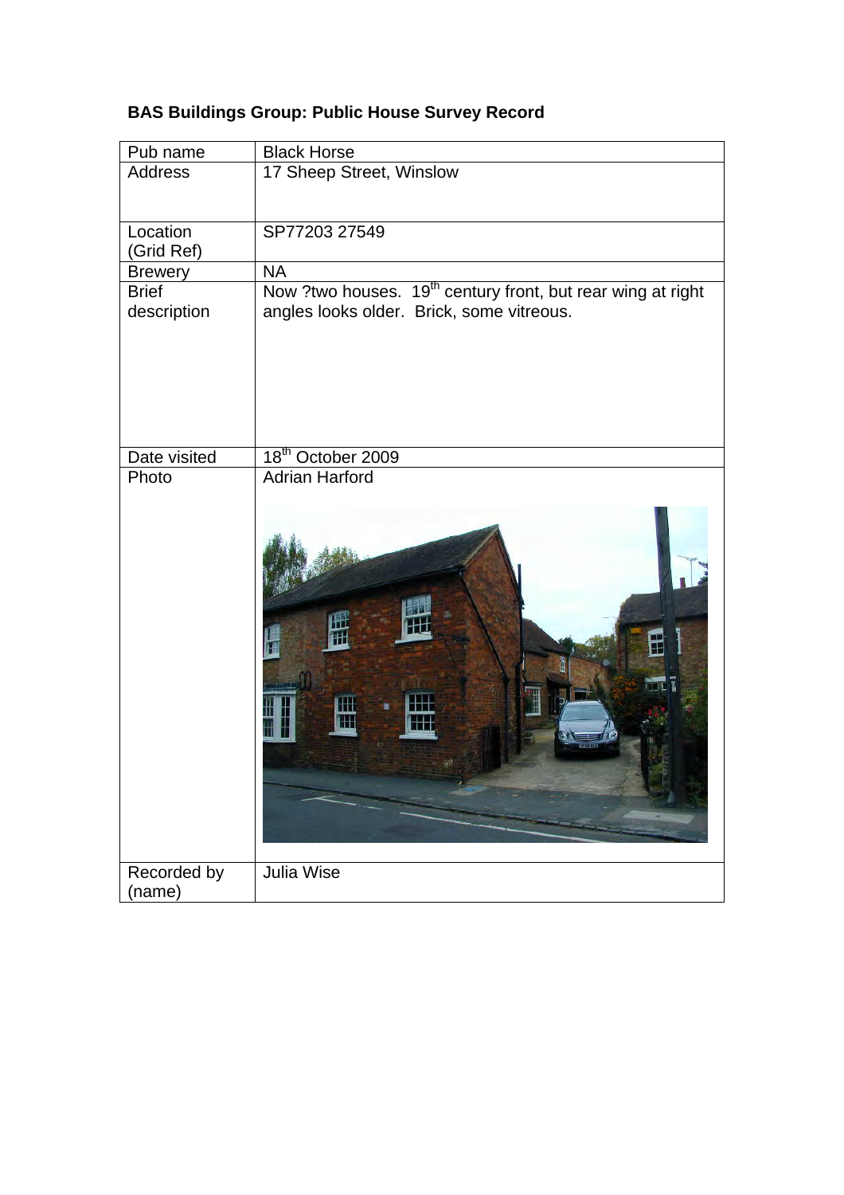**BAS Buildings Group: Public House Survey Record**

| Pub name | Black Horse |
|---|---|
| Address | 17 Sheep Street, Winslow |
| Location (Grid Ref) | SP77203 27549 |
| Brewery | NA |
| Brief description | Now ?two houses. 19th century front, but rear wing at right angles looks older. Brick, some vitreous. |
| Date visited | 18th October 2009 |
| Photo | Adrian Harford |
| Recorded by (name) | Julia Wise |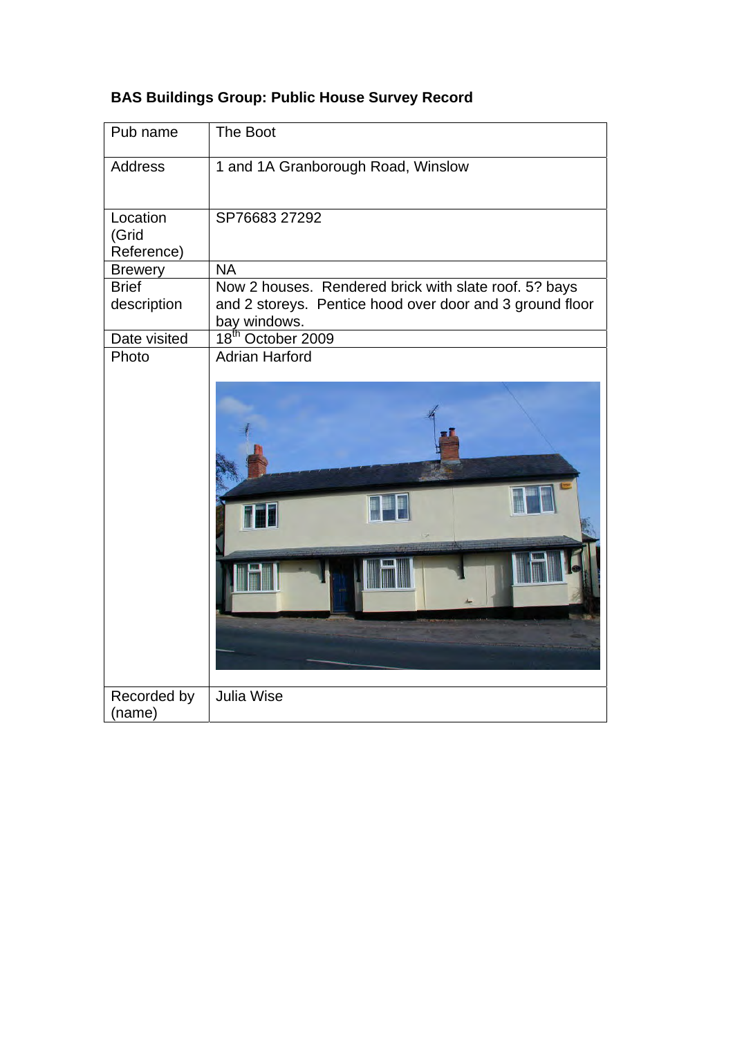**BAS Buildings Group: Public House Survey Record**

| Pub name | The Boot |
|---|---|
| Address | 1 and 1A Granborough Road, Winslow |
| Location (Grid Reference) | SP76683 27292 |
| Brewery | NA |
| Brief description | Now 2 houses. Rendered brick with slate roof. 5? bays and 2 storeys. Pentice hood over door and 3 ground floor bay windows. |
| Date visited | 18th October 2009 |
| Photo | Adrian Harford |
| Recorded by (name) | Julia Wise |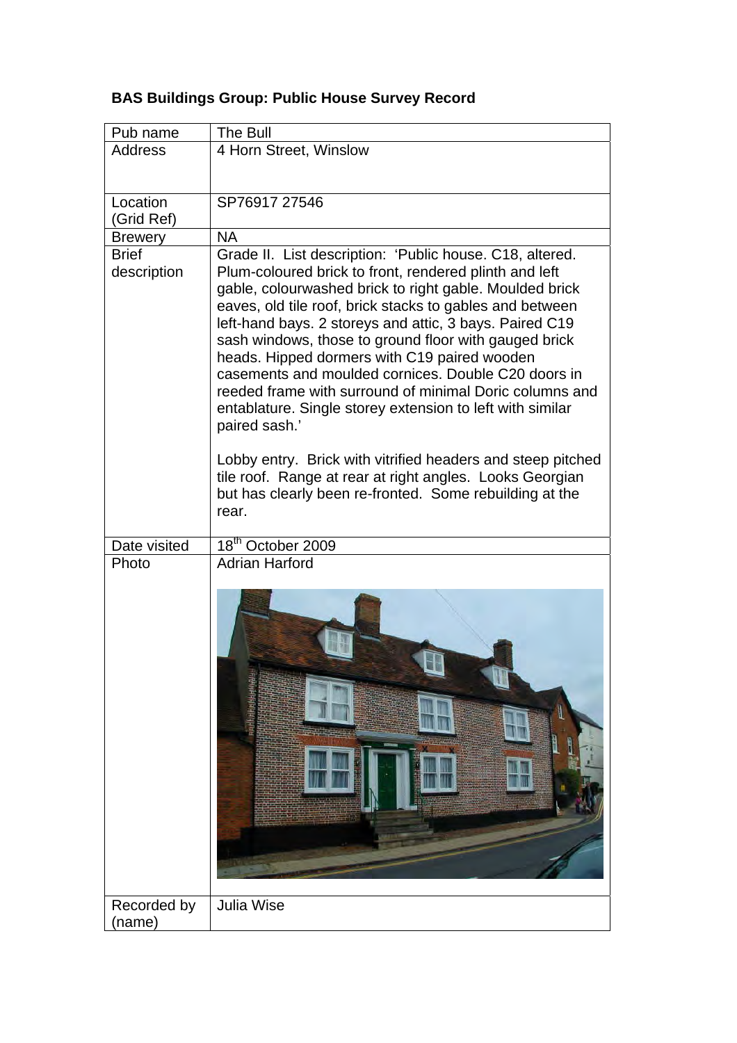**BAS Buildings Group: Public House Survey Record**

| Pub name | The Bull |
|---|---|
| Address | 4 Horn Street, Winslow |
| Location (Grid Ref) | SP76917 27546 |
| Brewery | NA |
| Brief description | Grade II. List description: 'Public house. C18, altered. Plum-coloured brick to front, rendered plinth and left gable, colourwashed brick to right gable. Moulded brick eaves, old tile roof, brick stacks to gables and between left-hand bays. 2 storeys and attic, 3 bays. Paired C19 sash windows, those to ground floor with gauged brick heads. Hipped dormers with C19 paired wooden casements and moulded cornices. Double C20 doors in reeded frame with surround of minimal Doric columns and entablature. Single storey extension to left with similar paired sash.'<br><br>Lobby entry. Brick with vitrified headers and steep pitched tile roof. Range at rear at right angles. Looks Georgian but has clearly been re-fronted. Some rebuilding at the rear. |
| Date visited | 18th October 2009 |
| Photo | Adrian Harford |
| Recorded by (name) | Julia Wise |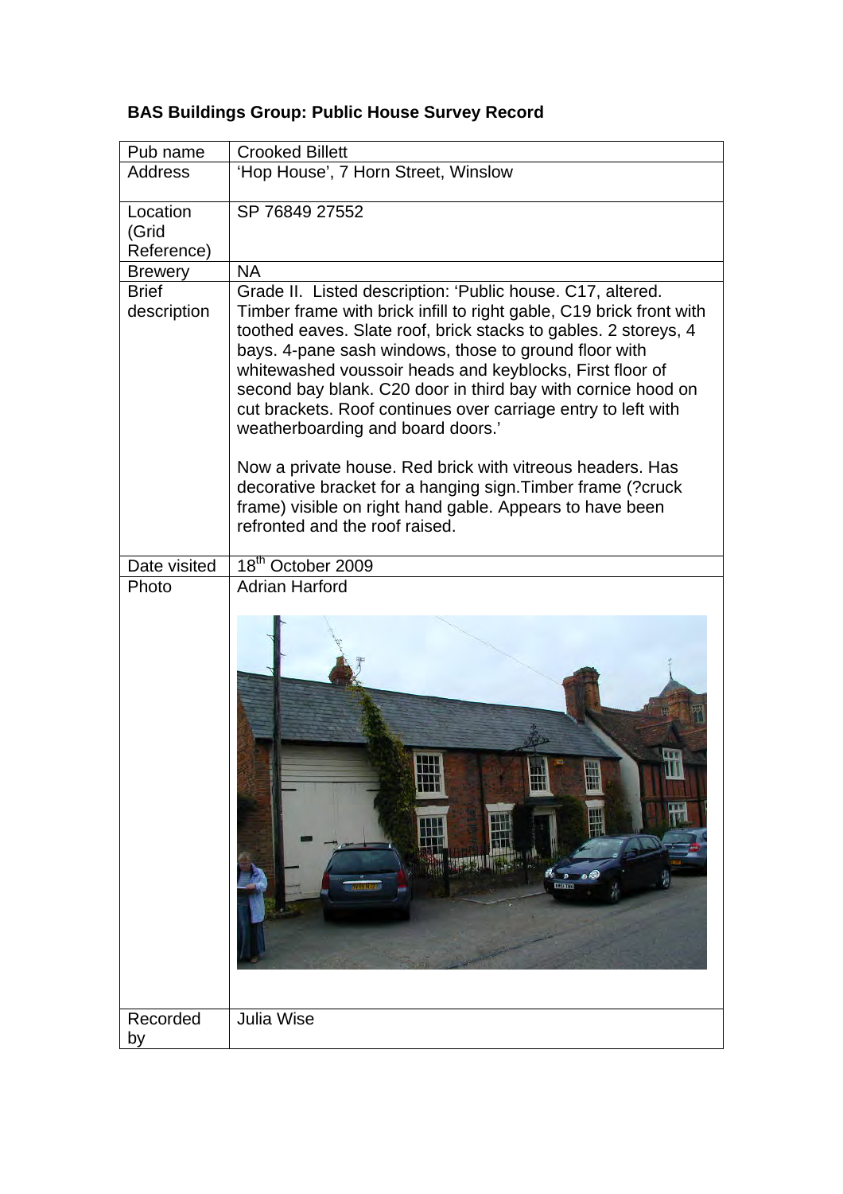**BAS Buildings Group: Public House Survey Record**

| Pub name | Crooked Billett |
|---|---|
| Address | 'Hop House', 7 Horn Street, Winslow |
| Location (Grid Reference) | SP 76849 27552 |
| Brewery | NA |
| Brief description | Grade II. Listed description: 'Public house. C17, altered. Timber frame with brick infill to right gable, C19 brick front with toothed eaves. Slate roof, brick stacks to gables. 2 storeys, 4 bays. 4-pane sash windows, those to ground floor with whitewashed voussoir heads and keyblocks, First floor of second bay blank. C20 door in third bay with cornice hood on cut brackets. Roof continues over carriage entry to left with weatherboarding and board doors.'<br><br>Now a private house. Red brick with vitreous headers. Has decorative bracket for a hanging sign.Timber frame (?cruck frame) visible on right hand gable. Appears to have been refronted and the roof raised. |
| Date visited | 18th October 2009 |
| Photo | Adrian Harford |
| Recorded by | Julia Wise |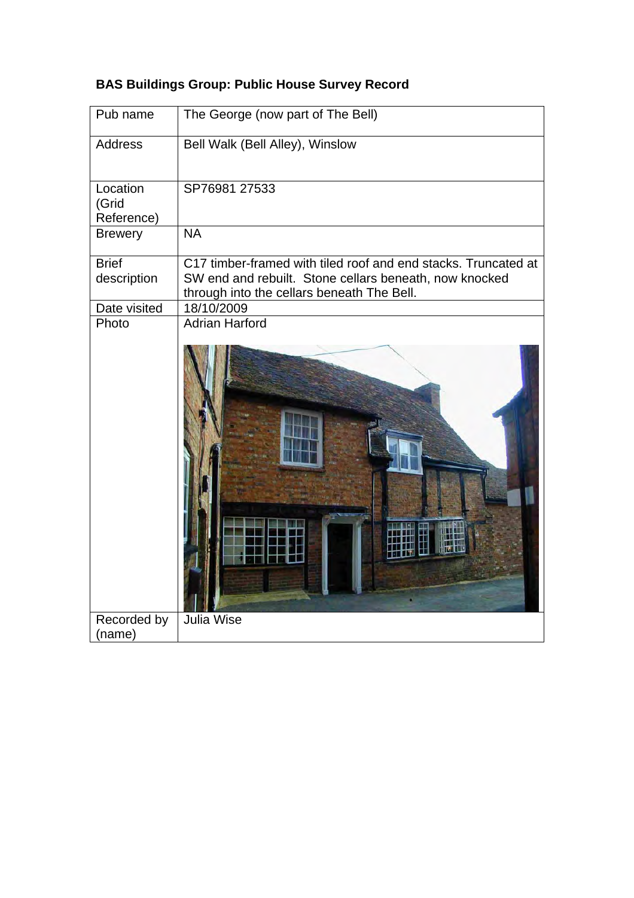**BAS Buildings Group: Public House Survey Record**

| Pub name | The George (now part of The Bell) |
|---|---|
| Address | Bell Walk (Bell Alley), Winslow |
| Location (Grid Reference) | SP76981 27533 |
| Brewery | NA |
| Brief description | C17 timber-framed with tiled roof and end stacks. Truncated at SW end and rebuilt. Stone cellars beneath, now knocked through into the cellars beneath The Bell. |
| Date visited | 18/10/2009 |
| Photo | Adrian Harford |
| Recorded by (name) | Julia Wise |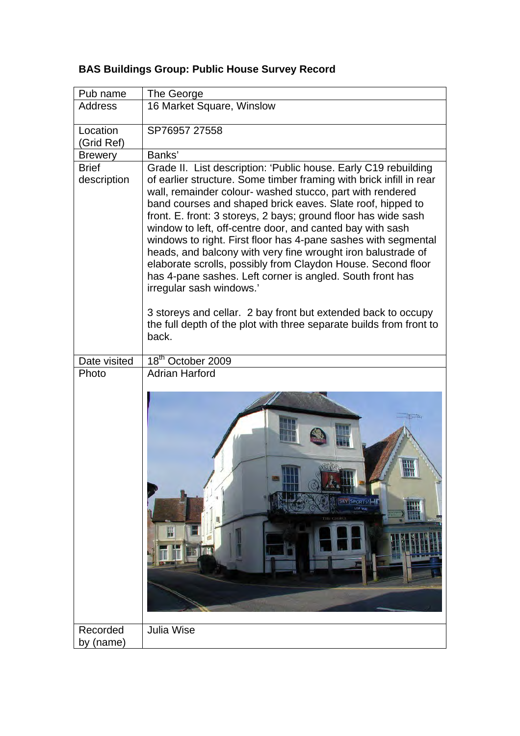**BAS Buildings Group: Public House Survey Record**

| Pub name | The George |
|---|---|
| Address | 16 Market Square, Winslow |
| Location (Grid Ref) | SP76957 27558 |
| Brewery | Banks' |
| Brief description | Grade II. List description: 'Public house. Early C19 rebuilding of earlier structure. Some timber framing with brick infill in rear wall, remainder colour- washed stucco, part with rendered band courses and shaped brick eaves. Slate roof, hipped to front. E. front: 3 storeys, 2 bays; ground floor has wide sash window to left, off-centre door, and canted bay with sash windows to right. First floor has 4-pane sashes with segmental heads, and balcony with very fine wrought iron balustrade of elaborate scrolls, possibly from Claydon House. Second floor has 4-pane sashes. Left corner is angled. South front has irregular sash windows.'<br><br>3 storeys and cellar. 2 bay front but extended back to occupy the full depth of the plot with three separate builds from front to back. |
| Date visited | 18th October 2009 |
| Photo | Adrian Harford |
| Recorded by (name) | Julia Wise |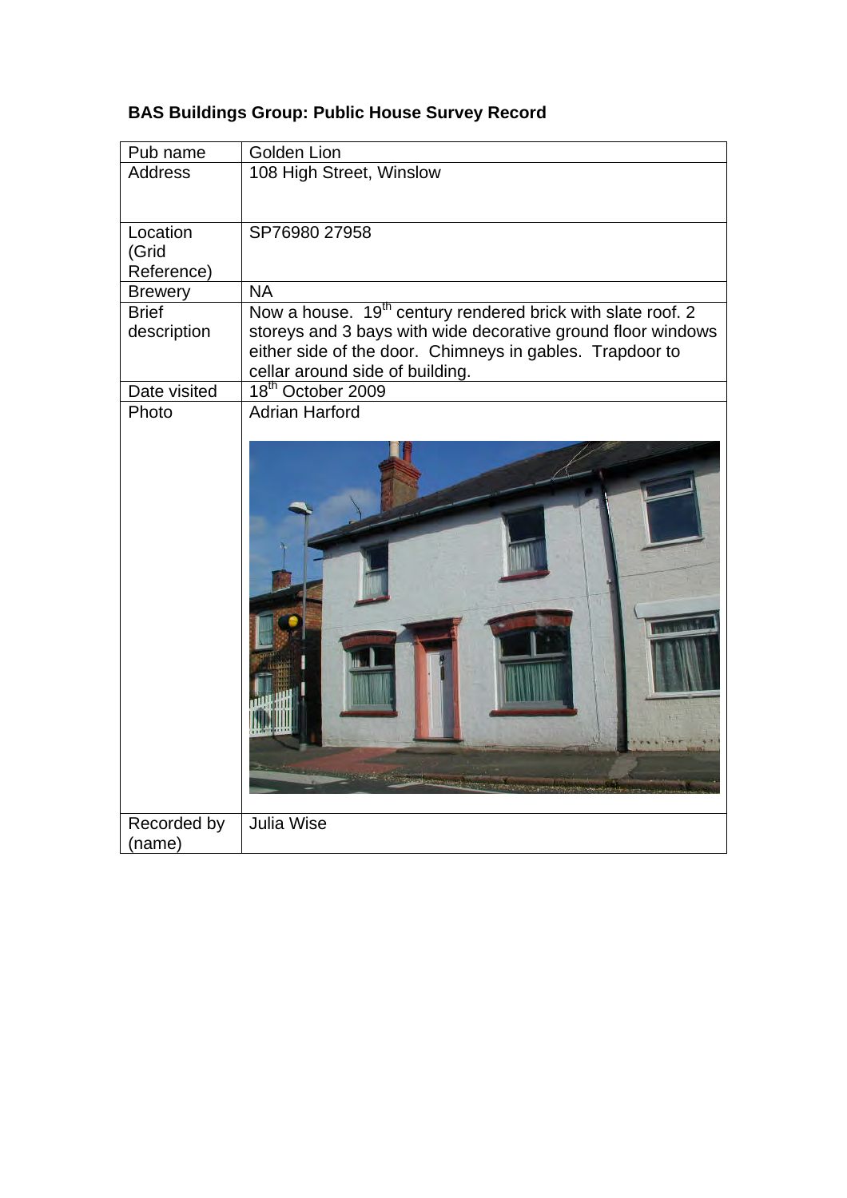**BAS Buildings Group: Public House Survey Record**

| Pub name | Golden Lion |
|---|---|
| Address | 108 High Street, Winslow |
| Location (Grid Reference) | SP76980 27958 |
| Brewery | NA |
| Brief description | Now a house. 19th century rendered brick with slate roof. 2 storeys and 3 bays with wide decorative ground floor windows either side of the door. Chimneys in gables. Trapdoor to cellar around side of building. |
| Date visited | 18th October 2009 |
| Photo | Adrian Harford |
| Recorded by (name) | Julia Wise |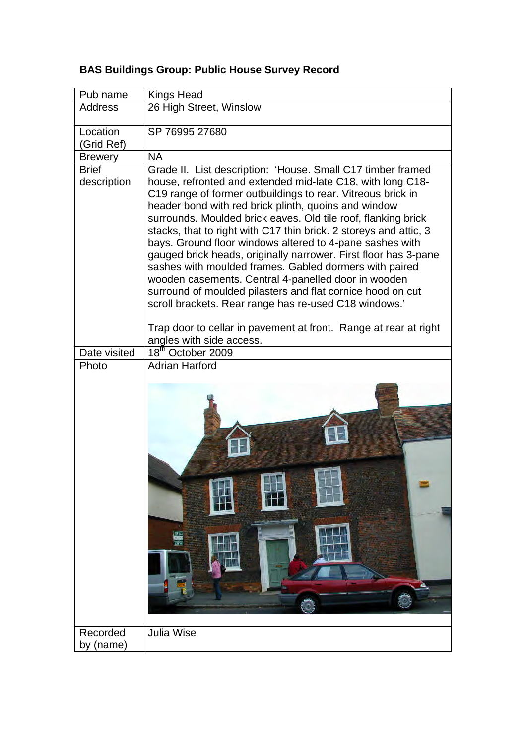**BAS Buildings Group: Public House Survey Record**

| | |
|---|---|
| Pub name | Kings Head |
| Address | 26 High Street, Winslow |
| Location (Grid Ref) | SP 76995 27680 |
| Brewery | NA |
| Brief description | Grade II. List description: 'House. Small C17 timber framed house, refronted and extended mid-late C18, with long C18-C19 range of former outbuildings to rear. Vitreous brick in header bond with red brick plinth, quoins and window surrounds. Moulded brick eaves. Old tile roof, flanking brick stacks, that to right with C17 thin brick. 2 storeys and attic, 3 bays. Ground floor windows altered to 4-pane sashes with gauged brick heads, originally narrower. First floor has 3-pane sashes with moulded frames. Gabled dormers with paired wooden casements. Central 4-panelled door in wooden surround of moulded pilasters and flat cornice hood on cut scroll brackets. Rear range has re-used C18 windows.'<br><br>Trap door to cellar in pavement at front. Range at rear at right angles with side access. |
| Date visited | 18th October 2009 |
| Photo | Adrian Harford |
| Recorded by (name) | Julia Wise |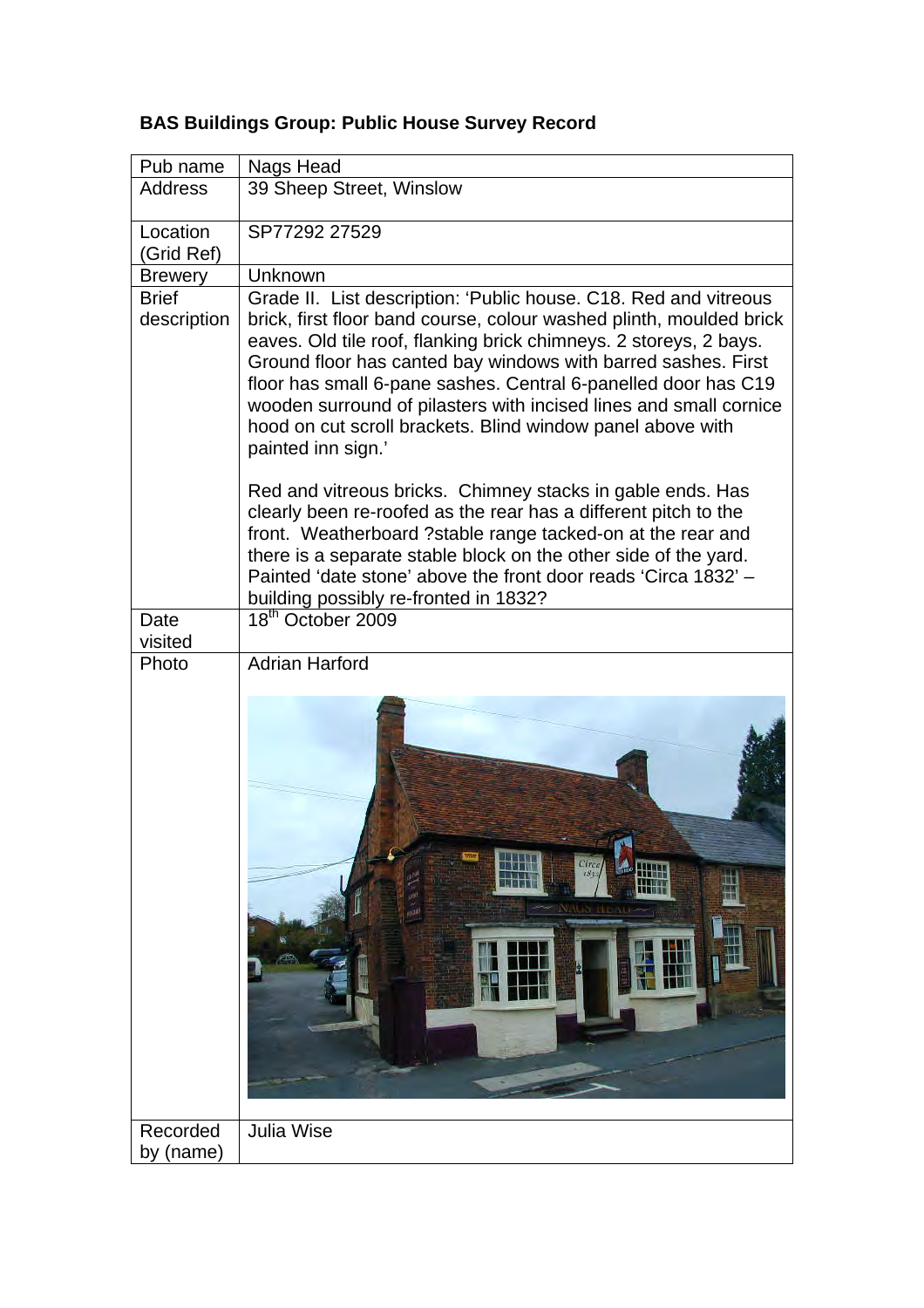**BAS Buildings Group: Public House Survey Record**

| Pub name | Nags Head |
|---|---|
| Address | 39 Sheep Street, Winslow |
| Location (Grid Ref) | SP77292 27529 |
| Brewery | Unknown |
| Brief description | Grade II. List description: 'Public house. C18. Red and vitreous brick, first floor band course, colour washed plinth, moulded brick eaves. Old tile roof, flanking brick chimneys. 2 storeys, 2 bays. Ground floor has canted bay windows with barred sashes. First floor has small 6-pane sashes. Central 6-panelled door has C19 wooden surround of pilasters with incised lines and small cornice hood on cut scroll brackets. Blind window panel above with painted inn sign.'<br><br>Red and vitreous bricks. Chimney stacks in gable ends. Has clearly been re-roofed as the rear has a different pitch to the front. Weatherboard ?stable range tacked-on at the rear and there is a separate stable block on the other side of the yard. Painted 'date stone' above the front door reads 'Circa 1832' – building possibly re-fronted in 1832? |
| Date visited | 18th October 2009 |
| Photo | Adrian Harford |
| Recorded by (name) | Julia Wise |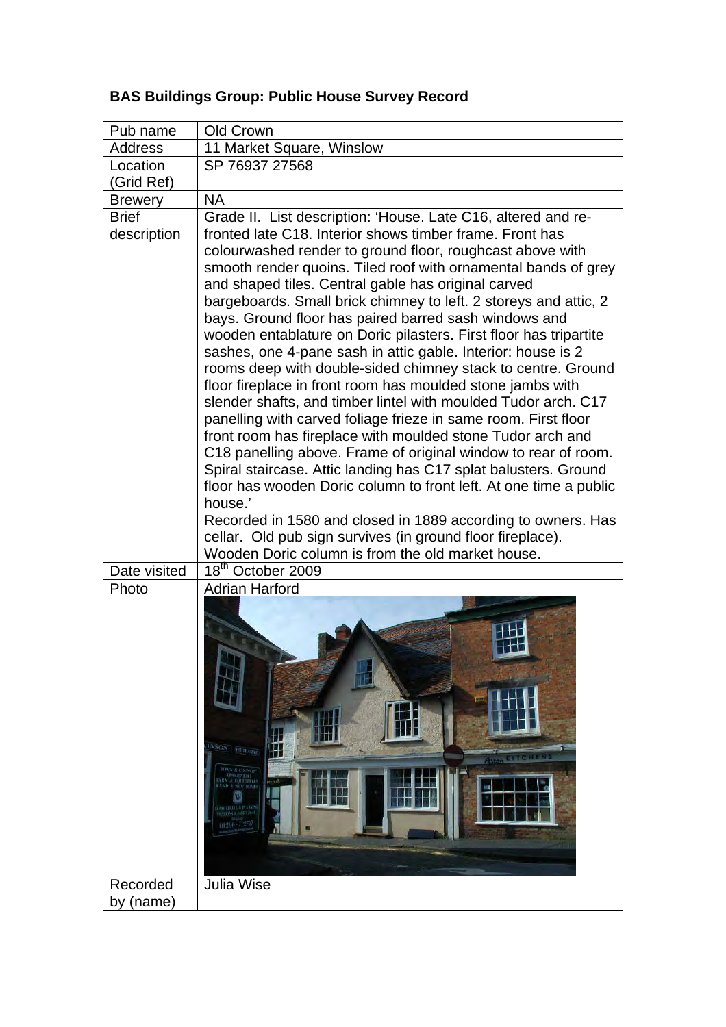**BAS Buildings Group: Public House Survey Record**

| Pub name | Old Crown |
|---|---|
| Address | 11 Market Square, Winslow |
| Location (Grid Ref) | SP 76937 27568 |
| Brewery | NA |
| Brief description | Grade II. List description: 'House. Late C16, altered and re-fronted late C18. Interior shows timber frame. Front has colourwashed render to ground floor, roughcast above with smooth render quoins. Tiled roof with ornamental bands of grey and shaped tiles. Central gable has original carved bargeboards. Small brick chimney to left. 2 storeys and attic, 2 bays. Ground floor has paired barred sash windows and wooden entablature on Doric pilasters. First floor has tripartite sashes, one 4-pane sash in attic gable. Interior: house is 2 rooms deep with double-sided chimney stack to centre. Ground floor fireplace in front room has moulded stone jambs with slender shafts, and timber lintel with moulded Tudor arch. C17 panelling with carved foliage frieze in same room. First floor front room has fireplace with moulded stone Tudor arch and C18 panelling above. Frame of original window to rear of room. Spiral staircase. Attic landing has C17 splat balusters. Ground floor has wooden Doric column to front left. At one time a public house.' Recorded in 1580 and closed in 1889 according to owners. Has cellar. Old pub sign survives (in ground floor fireplace). Wooden Doric column is from the old market house. |
| Date visited | 18th October 2009 |
| Photo | Adrian Harford |
| Recorded by (name) | Julia Wise |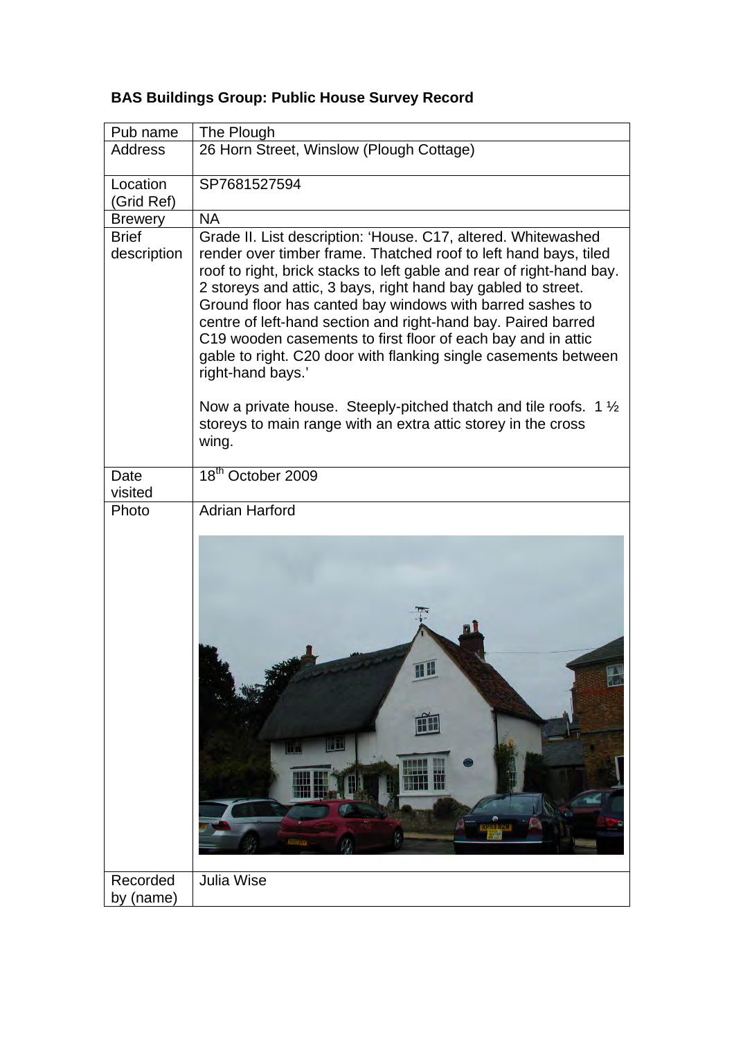**BAS Buildings Group: Public House Survey Record**

| Pub name | The Plough |
| --- | --- |
| Address | 26 Horn Street, Winslow (Plough Cottage) |
| Location (Grid Ref) | SP7681527594 |
| Brewery | NA |
| Brief description | Grade II. List description: 'House. C17, altered. Whitewashed render over timber frame. Thatched roof to left hand bays, tiled roof to right, brick stacks to left gable and rear of right-hand bay. 2 storeys and attic, 3 bays, right hand bay gabled to street. Ground floor has canted bay windows with barred sashes to centre of left-hand section and right-hand bay. Paired barred C19 wooden casements to first floor of each bay and in attic gable to right. C20 door with flanking single casements between right-hand bays.'<br><br>Now a private house. Steeply-pitched thatch and tile roofs. 1 ½ storeys to main range with an extra attic storey in the cross wing. |
| Date visited | 18th October 2009 |
| Photo | Adrian Harford |
| Recorded by (name) | Julia Wise |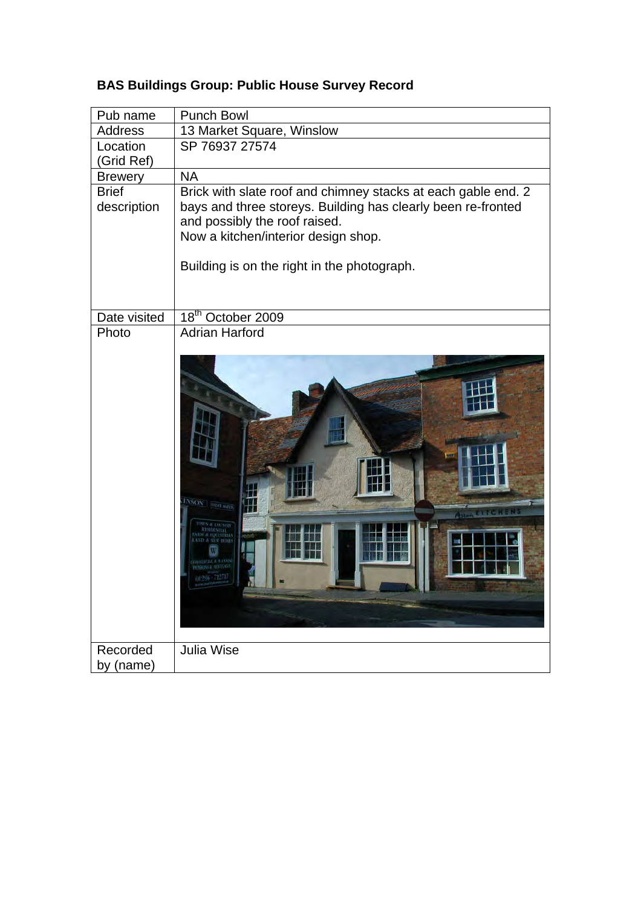**BAS Buildings Group: Public House Survey Record**

| Pub name | Punch Bowl |
|---|---|
| Address | 13 Market Square, Winslow |
| Location (Grid Ref) | SP 76937 27574 |
| Brewery | NA |
| Brief description | Brick with slate roof and chimney stacks at each gable end. 2 bays and three storeys. Building has clearly been re-fronted and possibly the roof raised.<br>Now a kitchen/interior design shop.<br><br>Building is on the right in the photograph. |
| Date visited | 18th October 2009 |
| Photo | Adrian Harford |
| Recorded by (name) | Julia Wise |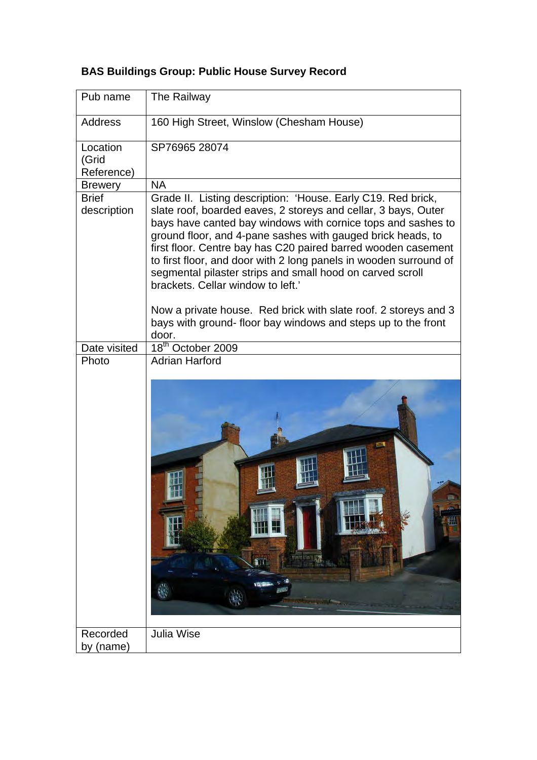**BAS Buildings Group: Public House Survey Record**

| Pub name | The Railway |
|---|---|
| Address | 160 High Street, Winslow (Chesham House) |
| Location (Grid Reference) | SP76965 28074 |
| Brewery | NA |
| Brief description | Grade II. Listing description: 'House. Early C19. Red brick, slate roof, boarded eaves, 2 storeys and cellar, 3 bays, Outer bays have canted bay windows with cornice tops and sashes to ground floor, and 4-pane sashes with gauged brick heads, to first floor. Centre bay has C20 paired barred wooden casement to first floor, and door with 2 long panels in wooden surround of segmental pilaster strips and small hood on carved scroll brackets. Cellar window to left.'<br><br>Now a private house. Red brick with slate roof. 2 storeys and 3 bays with ground- floor bay windows and steps up to the front door. |
| Date visited | 18th October 2009 |
| Photo | Adrian Harford |
| Recorded by (name) | Julia Wise |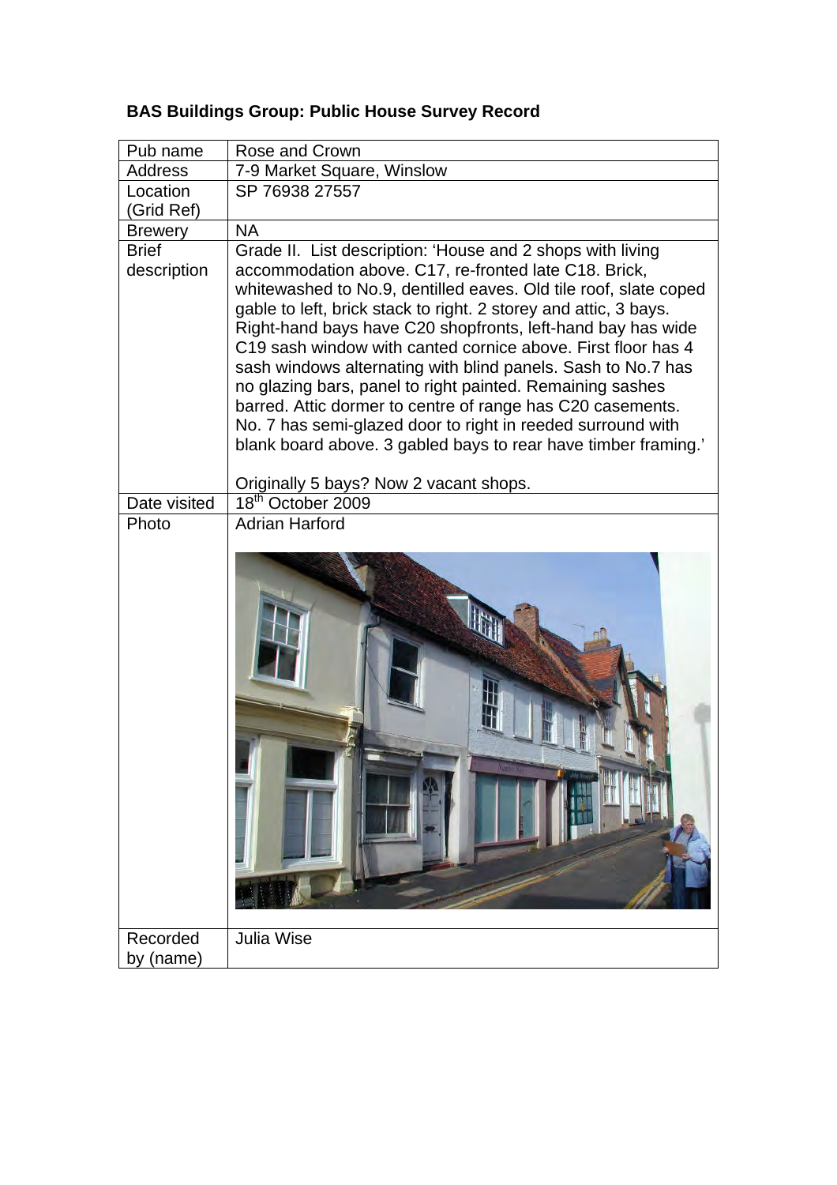**BAS Buildings Group: Public House Survey Record**

| Pub name | Rose and Crown |
|---|---|
| Address | 7-9 Market Square, Winslow |
| Location (Grid Ref) | SP 76938 27557 |
| Brewery | NA |
| Brief description | Grade II. List description: 'House and 2 shops with living accommodation above. C17, re-fronted late C18. Brick, whitewashed to No.9, dentilled eaves. Old tile roof, slate coped gable to left, brick stack to right. 2 storey and attic, 3 bays. Right-hand bays have C20 shopfronts, left-hand bay has wide C19 sash window with canted cornice above. First floor has 4 sash windows alternating with blind panels. Sash to No.7 has no glazing bars, panel to right painted. Remaining sashes barred. Attic dormer to centre of range has C20 casements. No. 7 has semi-glazed door to right in reeded surround with blank board above. 3 gabled bays to rear have timber framing.'<br><br>Originally 5 bays? Now 2 vacant shops. |
| Date visited | 18th October 2009 |
| Photo | Adrian Harford |
| Recorded by (name) | Julia Wise |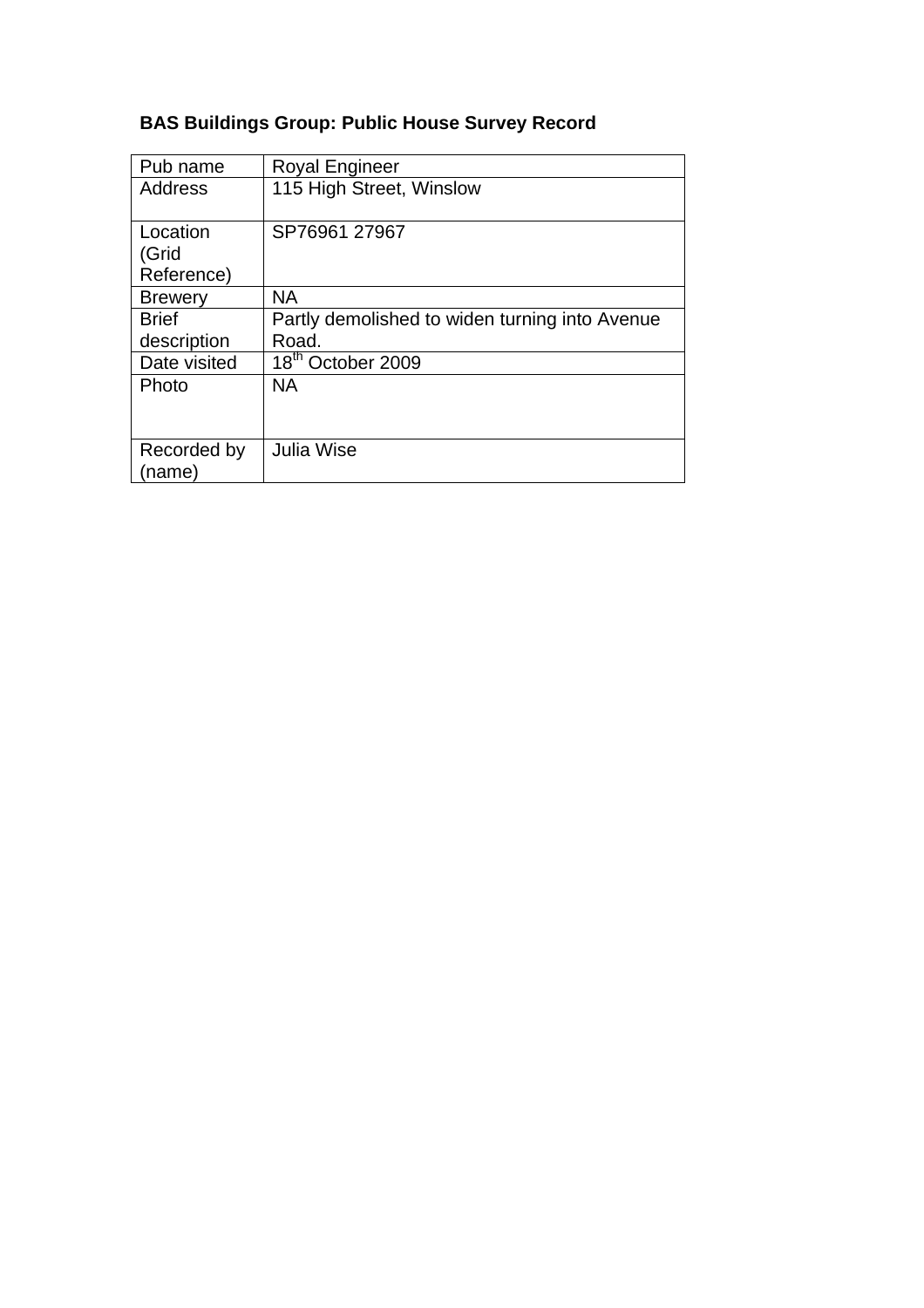**BAS Buildings Group: Public House Survey Record**

| Pub name | Royal Engineer |
|---|---|
| Address | 115 High Street, Winslow |
| Location (Grid Reference) | SP76961 27967 |
| Brewery | NA |
| Brief description | Partly demolished to widen turning into Avenue Road. |
| Date visited | 18th October 2009 |
| Photo | NA |
| Recorded by (name) | Julia Wise |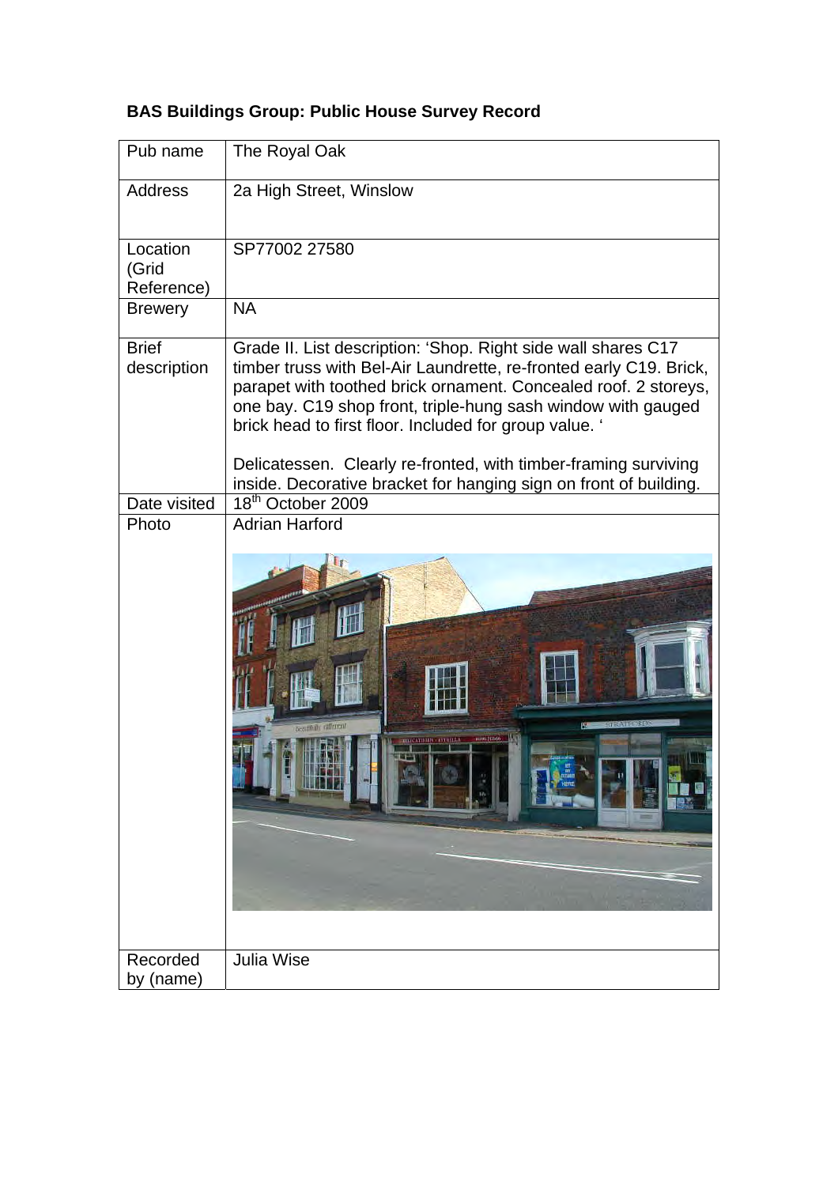**BAS Buildings Group: Public House Survey Record**

| Pub name | The Royal Oak |
|---|---|
| Address | 2a High Street, Winslow |
| Location (Grid Reference) | SP77002 27580 |
| Brewery | NA |
| Brief description | Grade II. List description: 'Shop. Right side wall shares C17 timber truss with Bel-Air Laundrette, re-fronted early C19. Brick, parapet with toothed brick ornament. Concealed roof. 2 storeys, one bay. C19 shop front, triple-hung sash window with gauged brick head to first floor. Included for group value. '<br><br>Delicatessen. Clearly re-fronted, with timber-framing surviving inside. Decorative bracket for hanging sign on front of building. |
| Date visited | 18th October 2009 |
| Photo | Adrian Harford |
| Recorded by (name) | Julia Wise |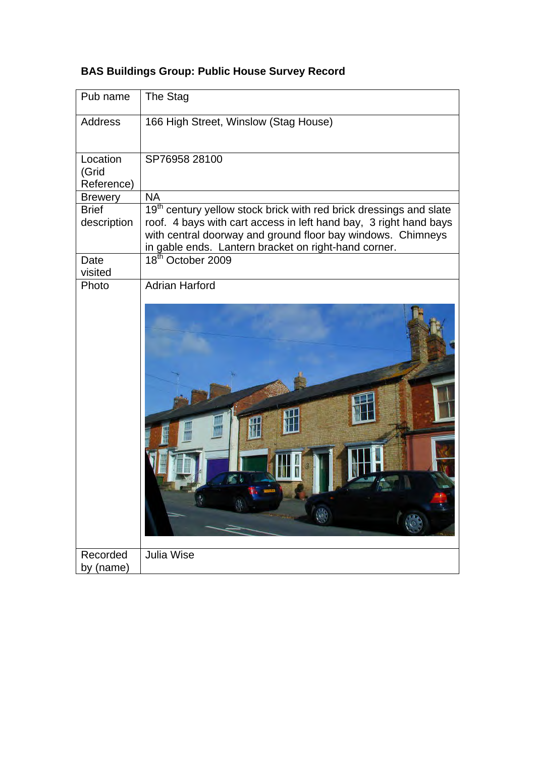**BAS Buildings Group: Public House Survey Record**

| Pub name | The Stag |
|---|---|
| Address | 166 High Street, Winslow (Stag House) |
| Location (Grid Reference) | SP76958 28100 |
| Brewery | NA |
| Brief description | 19th century yellow stock brick with red brick dressings and slate roof. 4 bays with cart access in left hand bay, 3 right hand bays with central doorway and ground floor bay windows. Chimneys in gable ends. Lantern bracket on right-hand corner. |
| Date visited | 18th October 2009 |
| Photo | Adrian Harford |
| Recorded by (name) | Julia Wise |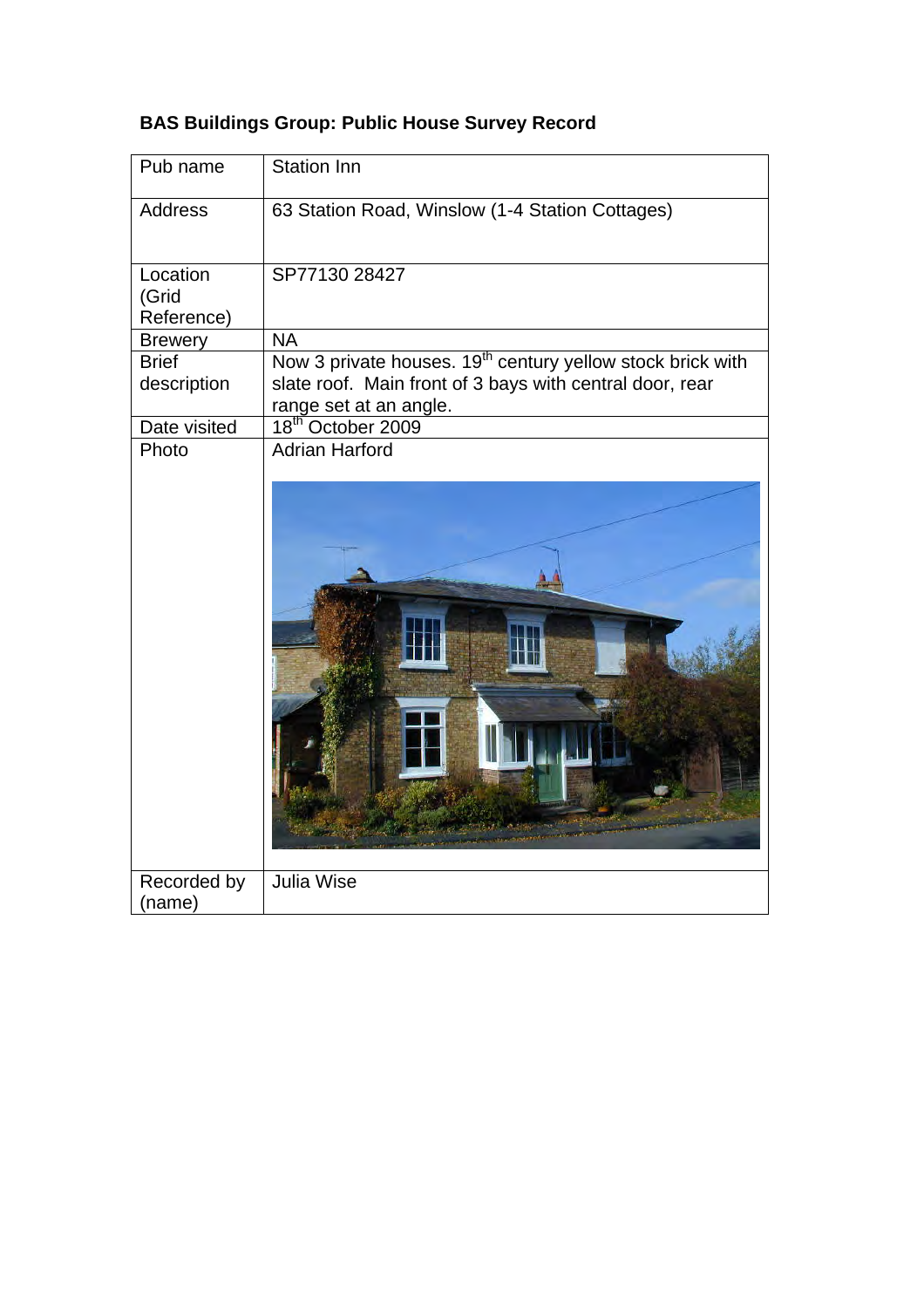**BAS Buildings Group: Public House Survey Record**

| Pub name | Station Inn |
|---|---|
| Address | 63 Station Road, Winslow (1-4 Station Cottages) |
| Location (Grid Reference) | SP77130 28427 |
| Brewery | NA |
| Brief description | Now 3 private houses. 19th century yellow stock brick with slate roof. Main front of 3 bays with central door, rear range set at an angle. |
| Date visited | 18th October 2009 |
| Photo | Adrian Harford |
| Recorded by (name) | Julia Wise |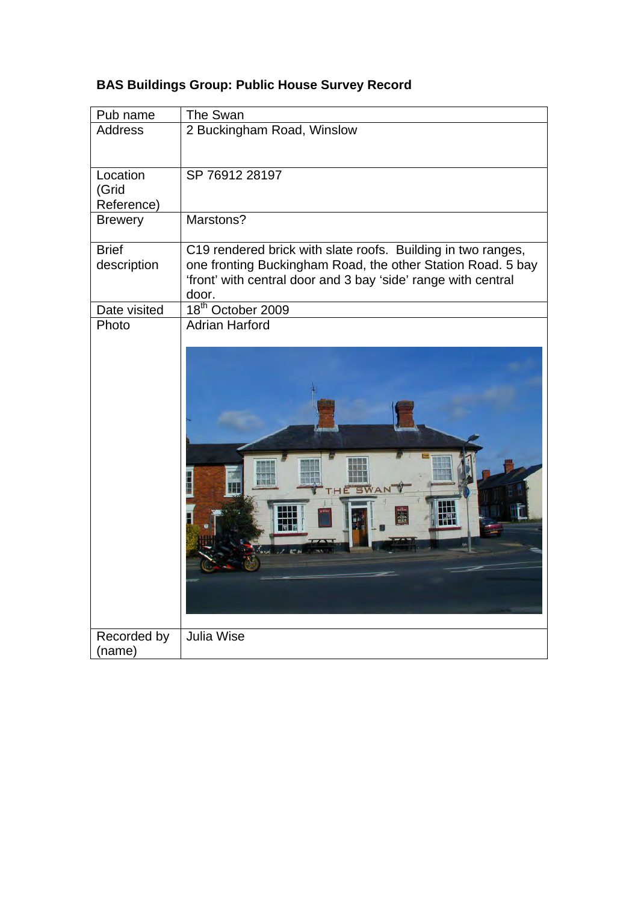**BAS Buildings Group: Public House Survey Record**

| | |
|---|---|
| Pub name | The Swan |
| Address | 2 Buckingham Road, Winslow |
| Location (Grid Reference) | SP 76912 28197 |
| Brewery | Marstons? |
| Brief description | C19 rendered brick with slate roofs. Building in two ranges, one fronting Buckingham Road, the other Station Road. 5 bay 'front' with central door and 3 bay 'side' range with central door. |
| Date visited | 18th October 2009 |
| Photo | Adrian Harford |
| Recorded by (name) | Julia Wise |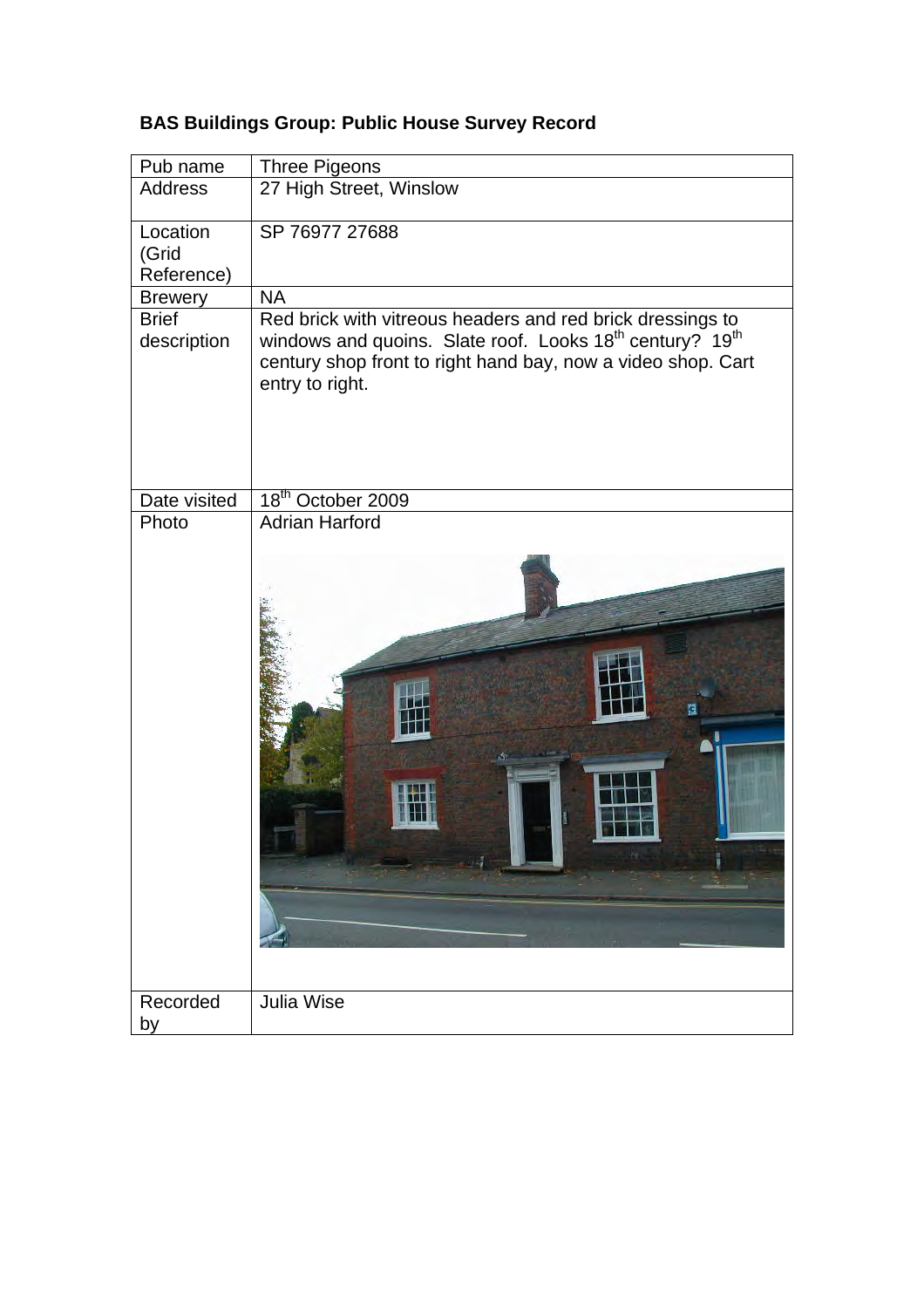**BAS Buildings Group: Public House Survey Record**

| | |
|---|---|
| Pub name | Three Pigeons |
| Address | 27 High Street, Winslow |
| Location (Grid Reference) | SP 76977 27688 |
| Brewery | NA |
| Brief description | Red brick with vitreous headers and red brick dressings to windows and quoins. Slate roof. Looks 18th century? 19th century shop front to right hand bay, now a video shop. Cart entry to right. |
| Date visited | 18th October 2009 |
| Photo | Adrian Harford |
| Recorded by | Julia Wise |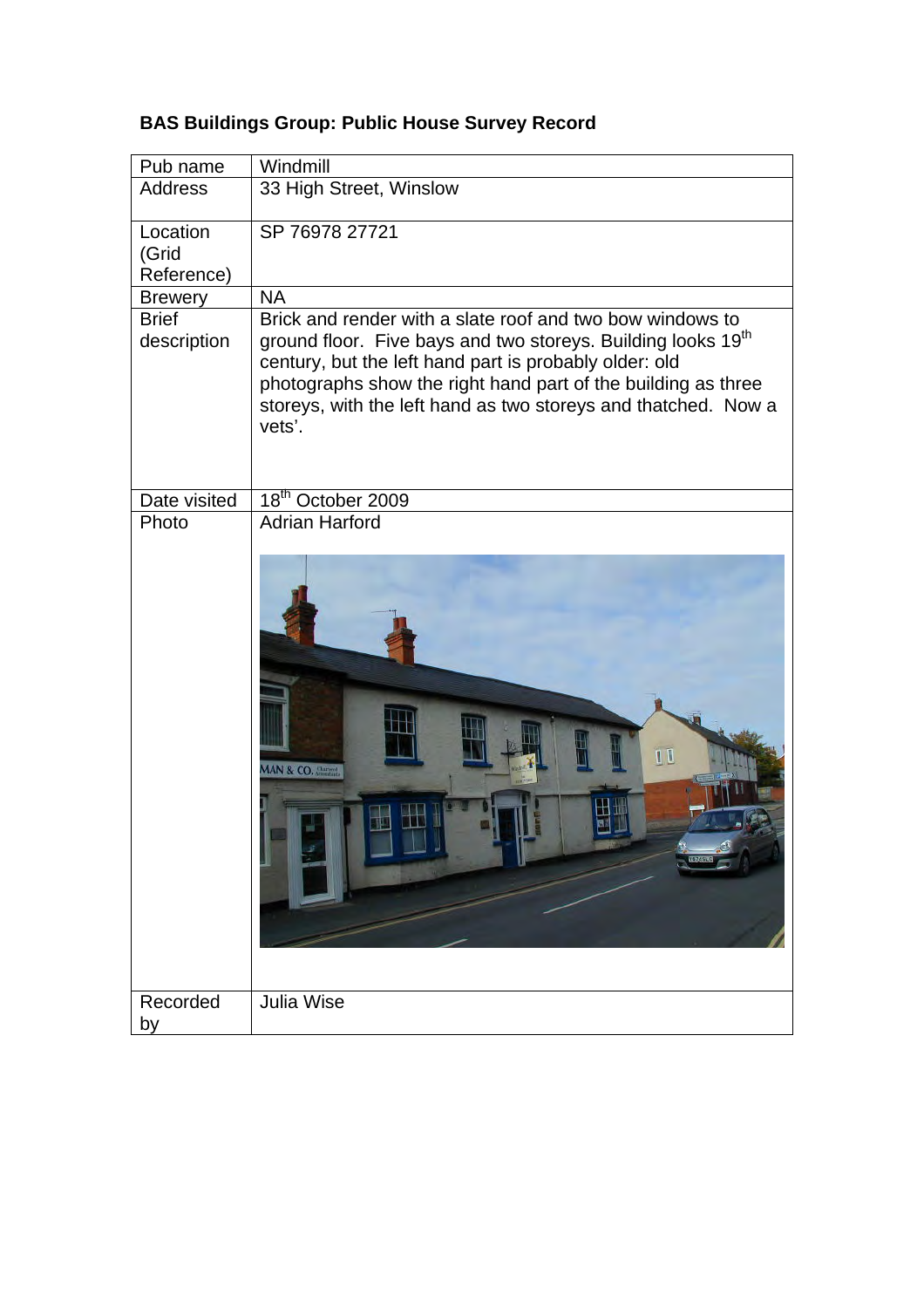**BAS Buildings Group: Public House Survey Record**

| | |
|---|---|
| Pub name | Windmill |
| Address | 33 High Street, Winslow |
| Location (Grid Reference) | SP 76978 27721 |
| Brewery | NA |
| Brief description | Brick and render with a slate roof and two bow windows to ground floor. Five bays and two storeys. Building looks 19th century, but the left hand part is probably older: old photographs show the right hand part of the building as three storeys, with the left hand as two storeys and thatched. Now a vets'. |
| Date visited | 18th October 2009 |
| Photo | Adrian Harford |
| Recorded by | Julia Wise |